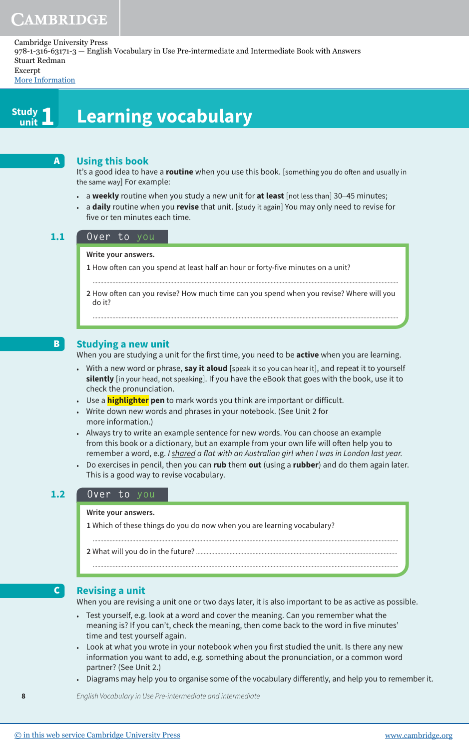Cambridge University Press
978-1-316-63171-3 — English Vocabulary in Use Pre-intermediate and Intermediate Book with Answers
Stuart Redman
Excerpt
More Information

# Study unit 1 Learning vocabulary

## A Using this book

It's a good idea to have a **routine** when you use this book. [something you do often and usually in the same way] For example:

- a **weekly** routine when you study a new unit for **at least** [not less than] 30–45 minutes;
- a **daily** routine when you **revise** that unit. [study it again] You may only need to revise for five or ten minutes each time.

**1.1** Over to you

**Write your answers.**

1 How often can you spend at least half an hour or forty-five minutes on a unit?

..........................................................................................................

2 How often can you revise? How much time can you spend when you revise? Where will you do it?

..........................................................................................................

## B Studying a new unit

When you are studying a unit for the first time, you need to be **active** when you are learning.

- With a new word or phrase, **say it aloud** [speak it so you can hear it], and repeat it to yourself **silently** [in your head, not speaking]. If you have the eBook that goes with the book, use it to check the pronunciation.
- Use a **highlighter pen** to mark words you think are important or difficult.
- Write down new words and phrases in your notebook. (See Unit 2 for more information.)
- Always try to write an example sentence for new words. You can choose an example from this book or a dictionary, but an example from your own life will often help you to remember a word, e.g. *I shared a flat with an Australian girl when I was in London last year.*
- Do exercises in pencil, then you can **rub** them **out** (using a **rubber**) and do them again later. This is a good way to revise vocabulary.

**1.2** Over to you

**Write your answers.**

1 Which of these things do you do now when you are learning vocabulary?

..........................................................................................................

2 What will you do in the future? ..........................................................................................................

..........................................................................................................

## C Revising a unit

When you are revising a unit one or two days later, it is also important to be as active as possible.

- Test yourself, e.g. look at a word and cover the meaning. Can you remember what the meaning is? If you can't, check the meaning, then come back to the word in five minutes' time and test yourself again.
- Look at what you wrote in your notebook when you first studied the unit. Is there any new information you want to add, e.g. something about the pronunciation, or a common word partner? (See Unit 2.)
- Diagrams may help you to organise some of the vocabulary differently, and help you to remember it.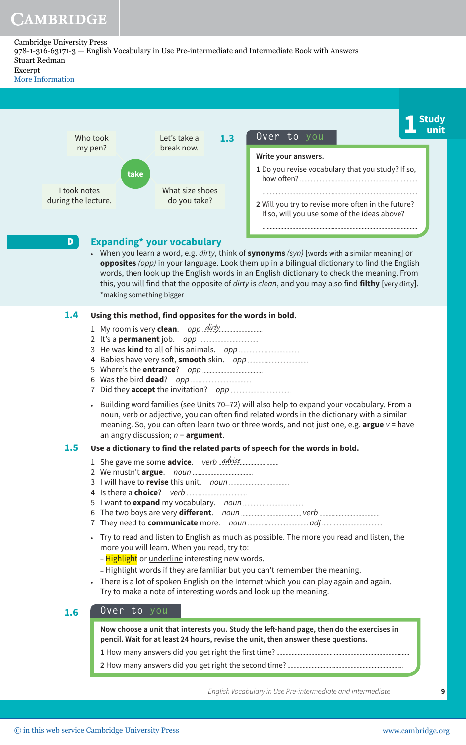Cambridge University Press
978-1-316-63171-3 — English Vocabulary in Use Pre-intermediate and Intermediate Book with Answers
Stuart Redman
Excerpt
More Information

1 Study unit

Who took my pen?

Let's take a break now.

**take**

I took notes during the lecture.

What size shoes do you take?

**1.3** Over to you

**Write your answers.**

1 Do you revise vocabulary that you study? If so, how often? ..................

..................

2 Will you try to revise more often in the future? If so, will you use some of the ideas above?

..................

## D Expanding* your vocabulary

- When you learn a word, e.g. *dirty*, think of **synonyms** *(syn)* [words with a similar meaning] or **opposites** *(opp)* in your language. Look them up in a bilingual dictionary to find the English words, then look up the English words in an English dictionary to check the meaning. From this, you will find that the opposite of *dirty* is *clean*, and you may also find **filthy** [very dirty].

*making something bigger

**1.4 Using this method, find opposites for the words in bold.**

1 My room is very **clean**. *opp* *dirty*
2 It's a **permanent** job. *opp* ..................
3 He was **kind** to all of his animals. *opp* ..................
4 Babies have very soft, **smooth** skin. *opp* ..................
5 Where's the **entrance**? *opp* ..................
6 Was the bird **dead**? *opp* ..................
7 Did they **accept** the invitation? *opp* ..................

- Building word families (see Units 70–72) will also help to expand your vocabulary. From a noun, verb or adjective, you can often find related words in the dictionary with a similar meaning. So, you can often learn two or three words, and not just one, e.g. **argue** *v* = have an angry discussion; *n* = **argument**.

**1.5 Use a dictionary to find the related parts of speech for the words in bold.**

1 She gave me some **advice**. *verb* *advise*
2 We mustn't **argue**. *noun* ..................
3 I will have to **revise** this unit. *noun* ..................
4 Is there a **choice**? *verb* ..................
5 I want to **expand** my vocabulary. *noun* ..................
6 The two boys are very **different**. *noun* .................. *verb* ..................
7 They need to **communicate** more. *noun* .................. *adj* ..................

- Try to read and listen to English as much as possible. The more you read and listen, the more you will learn. When you read, try to:
  - Highlight or underline interesting new words.
  - Highlight words if they are familiar but you can't remember the meaning.
- There is a lot of spoken English on the Internet which you can play again and again. Try to make a note of interesting words and look up the meaning.

**1.6** Over to you

**Now choose a unit that interests you. Study the left-hand page, then do the exercises in pencil. Wait for at least 24 hours, revise the unit, then answer these questions.**

1 How many answers did you get right the first time? ..................

2 How many answers did you get right the second time? ..................

English Vocabulary in Use Pre-intermediate and intermediate

© in this web service Cambridge University Press www.cambridge.org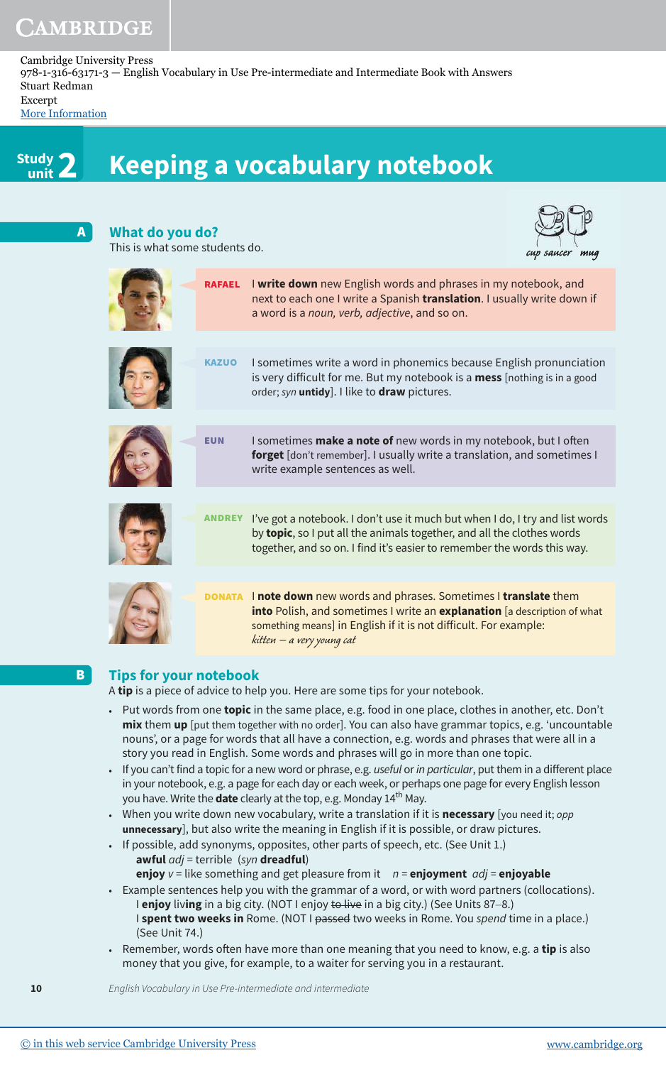# Study unit 2 Keeping a vocabulary notebook

## A What do you do?

This is what some students do.

cup saucer mug

**RAFAEL** I **write down** new English words and phrases in my notebook, and next to each one I write a Spanish **translation**. I usually write down if a word is a *noun, verb, adjective*, and so on.

**KAZUO** I sometimes write a word in phonemics because English pronunciation is very difficult for me. But my notebook is a **mess** [nothing is in a good order; *syn* **untidy**]. I like to **draw** pictures.

**EUN** I sometimes **make a note of** new words in my notebook, but I often **forget** [don't remember]. I usually write a translation, and sometimes I write example sentences as well.

**ANDREY** I've got a notebook. I don't use it much but when I do, I try and list words by **topic**, so I put all the animals together, and all the clothes words together, and so on. I find it's easier to remember the words this way.

**DONATA** I **note down** new words and phrases. Sometimes I **translate** them **into** Polish, and sometimes I write an **explanation** [a description of what something means] in English if it is not difficult. For example: *kitten – a very young cat*

## B Tips for your notebook

A **tip** is a piece of advice to help you. Here are some tips for your notebook.

- Put words from one **topic** in the same place, e.g. food in one place, clothes in another, etc. Don't **mix** them **up** [put them together with no order]. You can also have grammar topics, e.g. 'uncountable nouns', or a page for words that all have a connection, e.g. words and phrases that were all in a story you read in English. Some words and phrases will go in more than one topic.
- If you can't find a topic for a new word or phrase, e.g. *useful* or *in particular*, put them in a different place in your notebook, e.g. a page for each day or each week, or perhaps one page for every English lesson you have. Write the **date** clearly at the top, e.g. Monday 14th May.
- When you write down new vocabulary, write a translation if it is **necessary** [you need it; *opp* **unnecessary**], but also write the meaning in English if it is possible, or draw pictures.
- If possible, add synonyms, opposites, other parts of speech, etc. (See Unit 1.)
  **awful** *adj* = terrible (*syn* **dreadful**)
  **enjoy** *v* = like something and get pleasure from it *n* = **enjoyment** *adj* = **enjoyable**
- Example sentences help you with the grammar of a word, or with word partners (collocations).
  I **enjoy** liv**ing** in a big city. (NOT I enjoy ~~to live~~ in a big city.) (See Units 87–8.)
  I **spent two weeks in** Rome. (NOT I ~~passed~~ two weeks in Rome. You *spend* time in a place.) (See Unit 74.)
- Remember, words often have more than one meaning that you need to know, e.g. a **tip** is also money that you give, for example, to a waiter for serving you in a restaurant.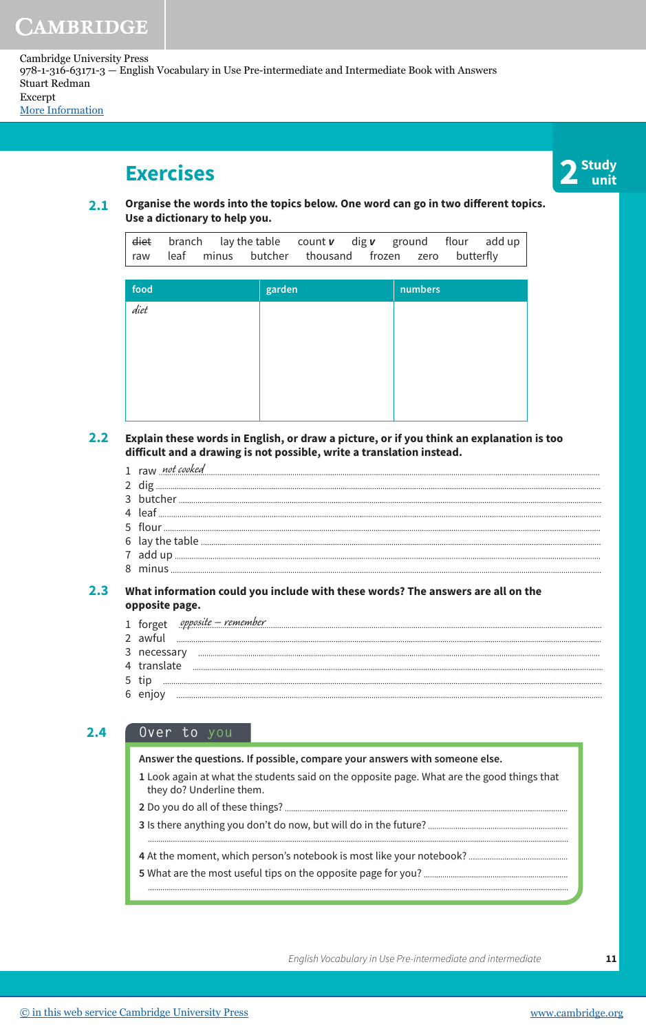Cambridge University Press
978-1-316-63171-3 — English Vocabulary in Use Pre-intermediate and Intermediate Book with Answers
Stuart Redman
Excerpt
More Information

# Exercises

**2 Study unit**

**2.1** **Organise the words into the topics below. One word can go in two different topics. Use a dictionary to help you.**

| | | | | | | | |
|---|---|---|---|---|---|---|---|
| ~~diet~~ | branch | lay the table | count *v* | dig *v* | ground | flour | add up |
| raw | leaf | minus | butcher | thousand | frozen | zero | butterfly |

| food | garden | numbers |
|---|---|---|
| *diet* | | |

**2.2** **Explain these words in English, or draw a picture, or if you think an explanation is too difficult and a drawing is not possible, write a translation instead.**

1 raw *not cooked*
2 dig
3 butcher
4 leaf
5 flour
6 lay the table
7 add up
8 minus

**2.3** **What information could you include with these words? The answers are all on the opposite page.**

1 forget *opposite – remember*
2 awful
3 necessary
4 translate
5 tip
6 enjoy

**2.4** **Over to you**

**Answer the questions. If possible, compare your answers with someone else.**

1 Look again at what the students said on the opposite page. What are the good things that they do? Underline them.
2 Do you do all of these things?
3 Is there anything you don't do now, but will do in the future?
4 At the moment, which person's notebook is most like your notebook?
5 What are the most useful tips on the opposite page for you?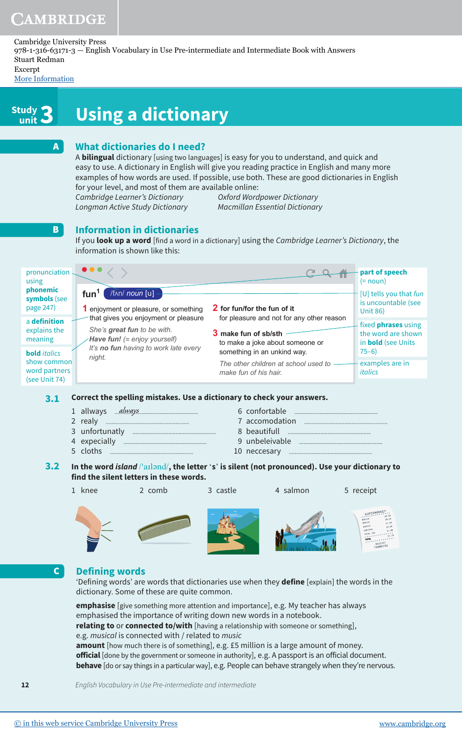Cambridge University Press
978-1-316-63171-3 — English Vocabulary in Use Pre-intermediate and Intermediate Book with Answers
Stuart Redman
Excerpt
More Information

# Study unit 3 Using a dictionary

## A What dictionaries do I need?

A **bilingual** dictionary [using two languages] is easy for you to understand, and quick and easy to use. A dictionary in English will give you reading practice in English and many more examples of how words are used. If possible, use both. These are good dictionaries in English for your level, and most of them are available online:

*Cambridge Learner's Dictionary* *Oxford Wordpower Dictionary*
*Longman Active Study Dictionary* *Macmillan Essential Dictionary*

## B Information in dictionaries

If you **look up a word** [find a word in a dictionary] using the *Cambridge Learner's Dictionary*, the information is shown like this:

**fun**[1] /fʌn/ *noun* [u]

**1** enjoyment or pleasure, or something that gives you enjoyment or pleasure
*She's **great fun** to be with.*
***Have fun!** (= enjoy yourself)*
*It's **no fun** having to work late every night.*

**2 for fun/for the fun of it**
for pleasure and not for any other reason

**3 make fun of sb/sth**
to make a joke about someone or something in an unkind way.
*The other children at school used to make fun of his hair.*

- pronunciation using **phonemic symbols** (see page 247)
- a **definition** explains the meaning
- **bold** *italics* show common word partners (see Unit 74)
- **part of speech** (= noun)
- [U] tells you that *fun* is uncountable (see Unit 86)
- fixed **phrases** using the word are shown in **bold** (see Units 75–6)
- examples are in *italics*

**3.1 Correct the spelling mistakes. Use a dictionary to check your answers.**

1 allways *always*
2 realy ..........
3 unfortunatly ..........
4 expecially ..........
5 cloths ..........
6 confortable ..........
7 accomodation ..........
8 beautifull ..........
9 unbeleivable ..........
10 neccesary ..........

**3.2 In the word *island* /ˈaɪlənd/, the letter 's' is silent (not pronounced). Use your dictionary to find the silent letters in these words.**

1 knee 2 comb 3 castle 4 salmon 5 receipt

## C Defining words

'Defining words' are words that dictionaries use when they **define** [explain] the words in the dictionary. Some of these are quite common.

**emphasise** [give something more attention and importance], e.g. My teacher has always emphasised the importance of writing down new words in a notebook.
**relating to** or **connected to/with** [having a relationship with someone or something], e.g. *musical* is connected with / related to *music*
**amount** [how much there is of something], e.g. £5 million is a large amount of money.
**official** [done by the government or someone in authority], e.g. A passport is an official document.
**behave** [do or say things in a particular way], e.g. People can behave strangely when they're nervous.

English Vocabulary in Use Pre-intermediate and intermediate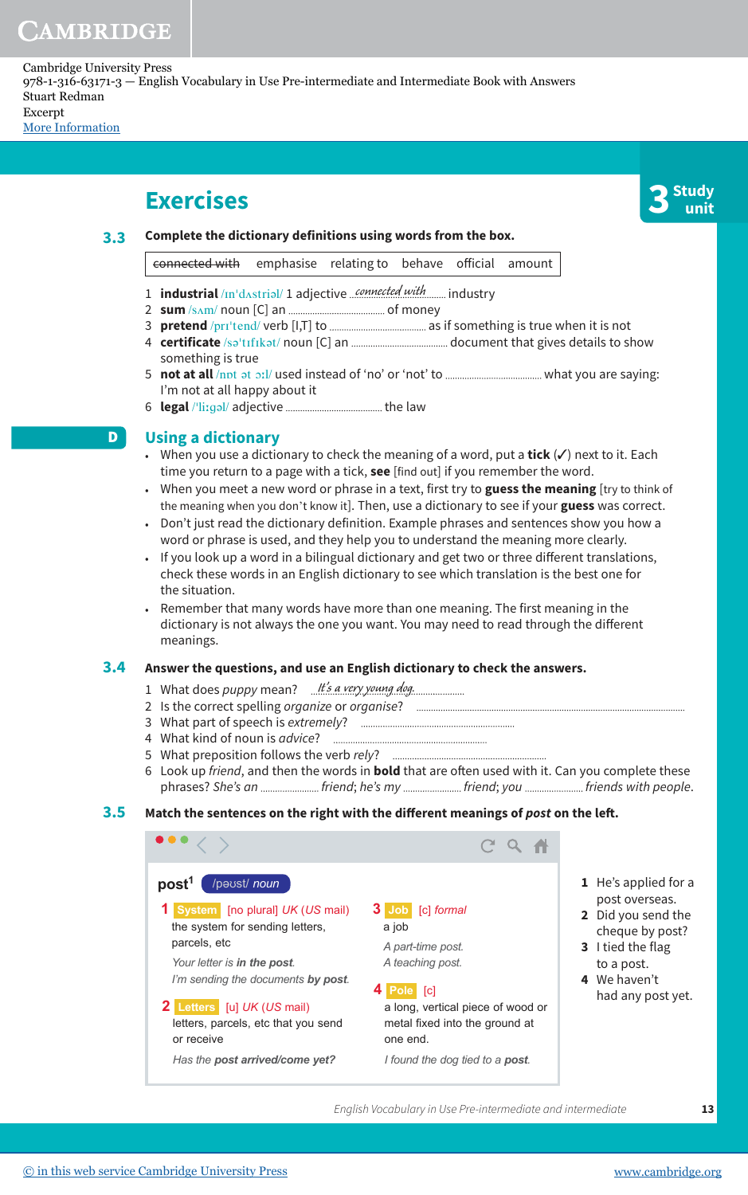Cambridge University Press
978-1-316-63171-3 — English Vocabulary in Use Pre-intermediate and Intermediate Book with Answers
Stuart Redman
Excerpt
More Information

# Exercises

**3 Study unit**

**3.3** **Complete the dictionary definitions using words from the box.**

| ~~connected with~~ | emphasise | relating to | behave | official | amount |
|---|---|---|---|---|---|

1. **industrial** /ɪnˈdʌstriəl/ 1 adjective *connected with* industry
2. **sum** /sʌm/ noun [C] an .................. of money
3. **pretend** /prɪˈtend/ verb [I,T] to .................. as if something is true when it is not
4. **certificate** /səˈtɪfɪkət/ noun [C] an .................. document that gives details to show something is true
5. **not at all** /nɒt ət ɔːl/ used instead of 'no' or 'not' to .................. what you are saying: I'm not at all happy about it
6. **legal** /ˈliːgəl/ adjective .................. the law

## D Using a dictionary

- When you use a dictionary to check the meaning of a word, put a **tick** (✓) next to it. Each time you return to a page with a tick, **see** [find out] if you remember the word.
- When you meet a new word or phrase in a text, first try to **guess the meaning** [try to think of the meaning when you don't know it]. Then, use a dictionary to see if your **guess** was correct.
- Don't just read the dictionary definition. Example phrases and sentences show you how a word or phrase is used, and they help you to understand the meaning more clearly.
- If you look up a word in a bilingual dictionary and get two or three different translations, check these words in an English dictionary to see which translation is the best one for the situation.
- Remember that many words have more than one meaning. The first meaning in the dictionary is not always the one you want. You may need to read through the different meanings.

**3.4** **Answer the questions, and use an English dictionary to check the answers.**

1. What does *puppy* mean? *It's a very young dog.*
2. Is the correct spelling *organize* or *organise*? ..................
3. What part of speech is *extremely*? ..................
4. What kind of noun is *advice*? ..................
5. What preposition follows the verb *rely*? ..................
6. Look up *friend*, and then the words in **bold** that are often used with it. Can you complete these phrases? *She's an* .................. *friend*; *he's my* .................. *friend*; *you* .................. *friends with people*.

**3.5** **Match the sentences on the right with the different meanings of *post* on the left.**

**post**[1] /pəʊst/ *noun*

**1** **System** [no plural] *UK* (*US* mail)
the system for sending letters, parcels, etc
*Your letter is **in the post**.*
*I'm sending the documents **by post**.*

**2** **Letters** [u] *UK* (*US* mail)
letters, parcels, etc that you send or receive
*Has the **post arrived/come yet?***

**3** **Job** [c] *formal*
a job
*A part-time post.*
*A teaching post.*

**4** **Pole** [c]
a long, vertical piece of wood or metal fixed into the ground at one end.
*I found the dog tied to a **post**.*

1. He's applied for a post overseas.
2. Did you send the cheque by post?
3. I tied the flag to a post.
4. We haven't had any post yet.

English Vocabulary in Use Pre-intermediate and intermediate

© in this web service Cambridge University Press www.cambridge.org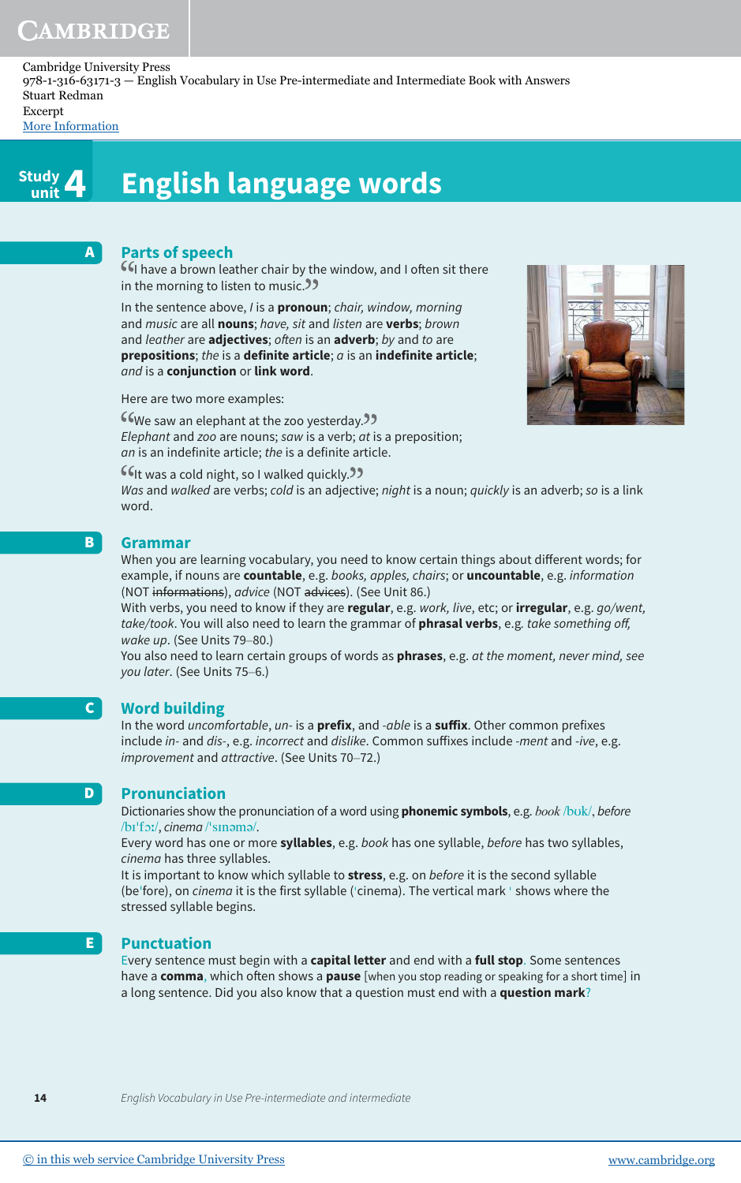# Study unit 4 English language words

## A Parts of speech

"I have a brown leather chair by the window, and I often sit there in the morning to listen to music."

In the sentence above, *I* is a **pronoun**; *chair, window, morning* and *music* are all **nouns**; *have, sit* and *listen* are **verbs**; *brown* and *leather* are **adjectives**; *often* is an **adverb**; *by* and *to* are **prepositions**; *the* is a **definite article**; *a* is an **indefinite article**; *and* is a **conjunction** or **link word**.

Here are two more examples:

"We saw an elephant at the zoo yesterday."
*Elephant* and *zoo* are nouns; *saw* is a verb; *at* is a preposition; *an* is an indefinite article; *the* is a definite article.

"It was a cold night, so I walked quickly."
*Was* and *walked* are verbs; *cold* is an adjective; *night* is a noun; *quickly* is an adverb; *so* is a link word.

## B Grammar

When you are learning vocabulary, you need to know certain things about different words; for example, if nouns are **countable**, e.g. *books, apples, chairs*; or **uncountable**, e.g. *information* (NOT ~~informations~~), *advice* (NOT ~~advices~~). (See Unit 86.)

With verbs, you need to know if they are **regular**, e.g. *work, live*, etc; or **irregular**, e.g. *go/went, take/took*. You will also need to learn the grammar of **phrasal verbs**, e.g. *take something off, wake up*. (See Units 79–80.)

You also need to learn certain groups of words as **phrases**, e.g. *at the moment, never mind, see you later*. (See Units 75–6.)

## C Word building

In the word *uncomfortable*, *un-* is a **prefix**, and *-able* is a **suffix**. Other common prefixes include *in-* and *dis-*, e.g. *incorrect* and *dislike*. Common suffixes include *-ment* and *-ive*, e.g. *improvement* and *attractive*. (See Units 70–72.)

## D Pronunciation

Dictionaries show the pronunciation of a word using **phonemic symbols**, e.g. *book* /bʊk/, *before* /bɪˈfɔː/, *cinema* /ˈsɪnəmə/.

Every word has one or more **syllables**, e.g. *book* has one syllable, *before* has two syllables, *cinema* has three syllables.

It is important to know which syllable to **stress**, e.g. on *before* it is the second syllable (beˈfore), on *cinema* it is the first syllable (ˈcinema). The vertical mark ˈ shows where the stressed syllable begins.

## E Punctuation

Every sentence must begin with a **capital letter** and end with a **full stop**. Some sentences have a **comma**, which often shows a **pause** [when you stop reading or speaking for a short time] in a long sentence. Did you also know that a question must end with a **question mark**?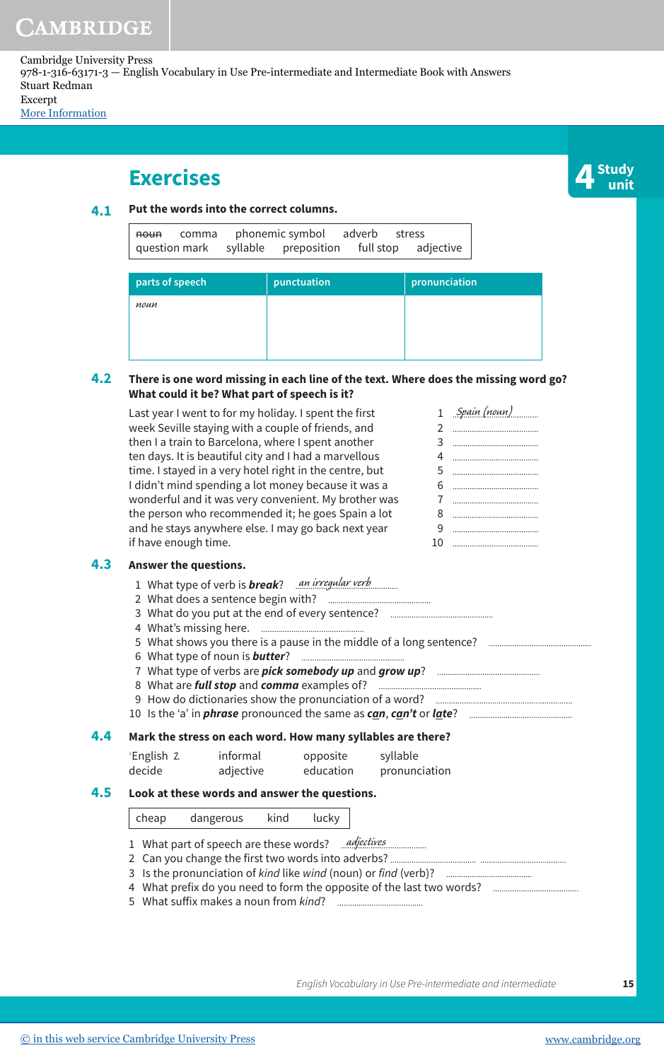# Exercises

**4 Study unit**

## 4.1 Put the words into the correct columns.

~~noun~~ comma phonemic symbol adverb stress question mark syllable preposition full stop adjective

| parts of speech | punctuation | pronunciation |
|---|---|---|
| *noun* | | |

## 4.2 There is one word missing in each line of the text. Where does the missing word go? What could it be? What part of speech is it?

Last year I went to for my holiday. I spent the first
week Seville staying with a couple of friends, and
then I a train to Barcelona, where I spent another
ten days. It is beautiful city and I had a marvellous
time. I stayed in a very hotel right in the centre, but
I didn't mind spending a lot money because it was a
wonderful and it was very convenient. My brother was
the person who recommended it; he goes Spain a lot
and he stays anywhere else. I may go back next year
if have enough time.

1. *Spain (noun)*
2. ..................
3. ..................
4. ..................
5. ..................
6. ..................
7. ..................
8. ..................
9. ..................
10. ..................

## 4.3 Answer the questions.

1. What type of verb is ***break***? *an irregular verb*
2. What does a sentence begin with? ..................
3. What do you put at the end of every sentence? ..................
4. What's missing here. ..................
5. What shows you there is a pause in the middle of a long sentence? ..................
6. What type of noun is ***butter***? ..................
7. What type of verbs are ***pick somebody up*** and ***grow up***? ..................
8. What are ***full stop*** and ***comma*** examples of? ..................
9. How do dictionaries show the pronunciation of a word? ..................
10. Is the 'a' in ***phrase*** pronounced the same as ***can***, ***can't*** or ***late***? ..................

## 4.4 Mark the stress on each word. How many syllables are there?

| | | | |
|---|---|---|---|
| ˈEnglish *2* | informal | opposite | syllable |
| decide | adjective | education | pronunciation |

## 4.5 Look at these words and answer the questions.

cheap dangerous kind lucky

1. What part of speech are these words? *adjectives*
2. Can you change the first two words into adverbs? .................. ..................
3. Is the pronunciation of *kind* like *wind* (noun) or *find* (verb)? ..................
4. What prefix do you need to form the opposite of the last two words? ..................
5. What suffix makes a noun from *kind*? ..................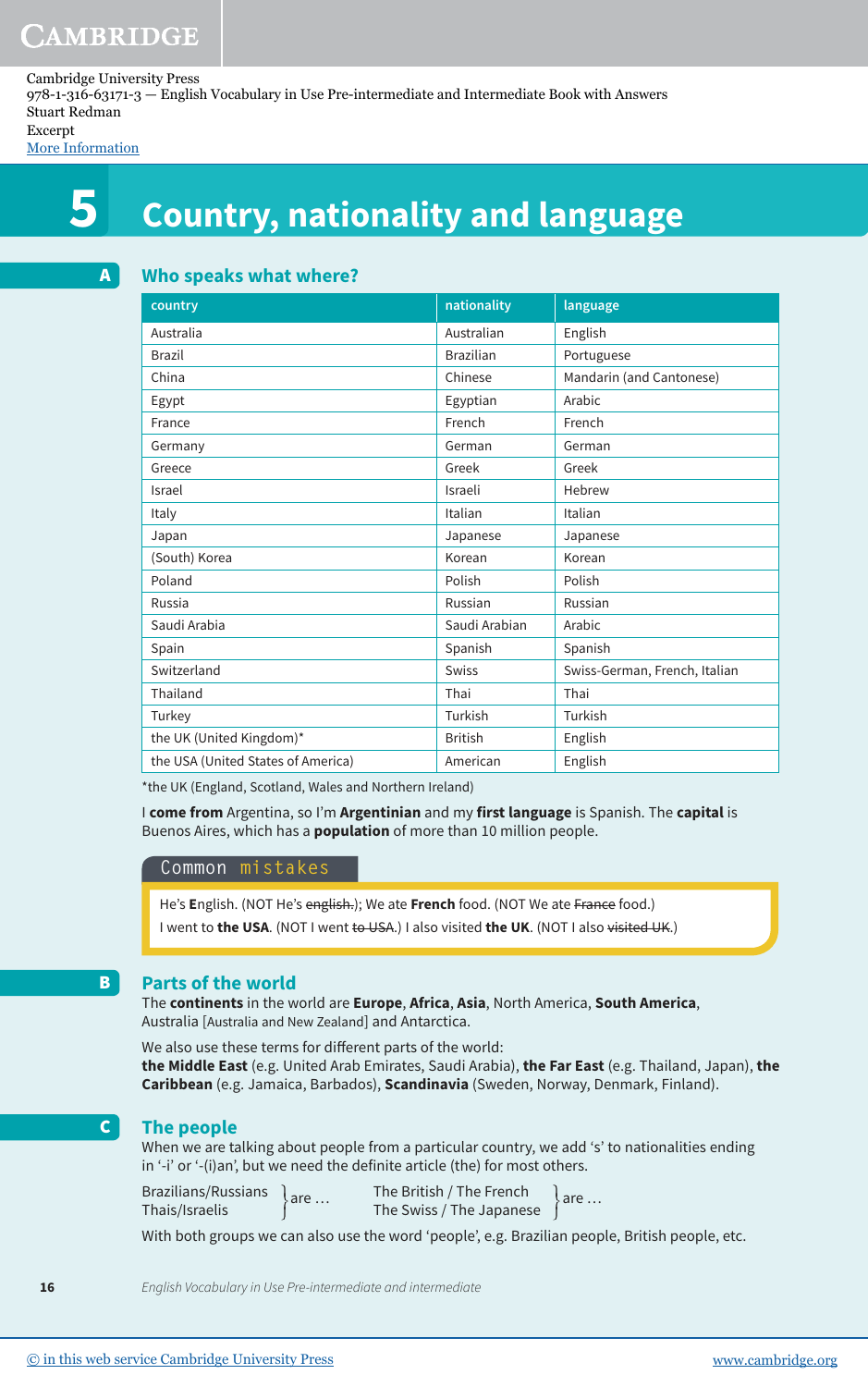Cambridge University Press
978-1-316-63171-3 — English Vocabulary in Use Pre-intermediate and Intermediate Book with Answers
Stuart Redman
Excerpt
More Information

# 5 Country, nationality and language

## A Who speaks what where?

| country | nationality | language |
|---|---|---|
| Australia | Australian | English |
| Brazil | Brazilian | Portuguese |
| China | Chinese | Mandarin (and Cantonese) |
| Egypt | Egyptian | Arabic |
| France | French | French |
| Germany | German | German |
| Greece | Greek | Greek |
| Israel | Israeli | Hebrew |
| Italy | Italian | Italian |
| Japan | Japanese | Japanese |
| (South) Korea | Korean | Korean |
| Poland | Polish | Polish |
| Russia | Russian | Russian |
| Saudi Arabia | Saudi Arabian | Arabic |
| Spain | Spanish | Spanish |
| Switzerland | Swiss | Swiss-German, French, Italian |
| Thailand | Thai | Thai |
| Turkey | Turkish | Turkish |
| the UK (United Kingdom)* | British | English |
| the USA (United States of America) | American | English |

*the UK (England, Scotland, Wales and Northern Ireland)

I **come from** Argentina, so I'm **Argentinian** and my **first language** is Spanish. The **capital** is Buenos Aires, which has a **population** of more than 10 million people.

**Common mistakes**

He's **E**nglish. (NOT He's ~~english.~~); We ate **French** food. (NOT We ate ~~France~~ food.)
I went to **the USA**. (NOT I went ~~to USA~~.) I also visited **the UK**. (NOT I also ~~visited UK~~.)

## B Parts of the world

The **continents** in the world are **Europe**, **Africa**, **Asia**, North America, **South America**, Australia [Australia and New Zealand] and Antarctica.

We also use these terms for different parts of the world:
**the Middle East** (e.g. United Arab Emirates, Saudi Arabia), **the Far East** (e.g. Thailand, Japan), **the Caribbean** (e.g. Jamaica, Barbados), **Scandinavia** (Sweden, Norway, Denmark, Finland).

## C The people

When we are talking about people from a particular country, we add 's' to nationalities ending in '-i' or '-(i)an', but we need the definite article (the) for most others.

Brazilians/Russians } are …
Thais/Israelis

The British / The French } are …
The Swiss / The Japanese

With both groups we can also use the word 'people', e.g. Brazilian people, British people, etc.

*English Vocabulary in Use Pre-intermediate and intermediate*

© in this web service Cambridge University Press www.cambridge.org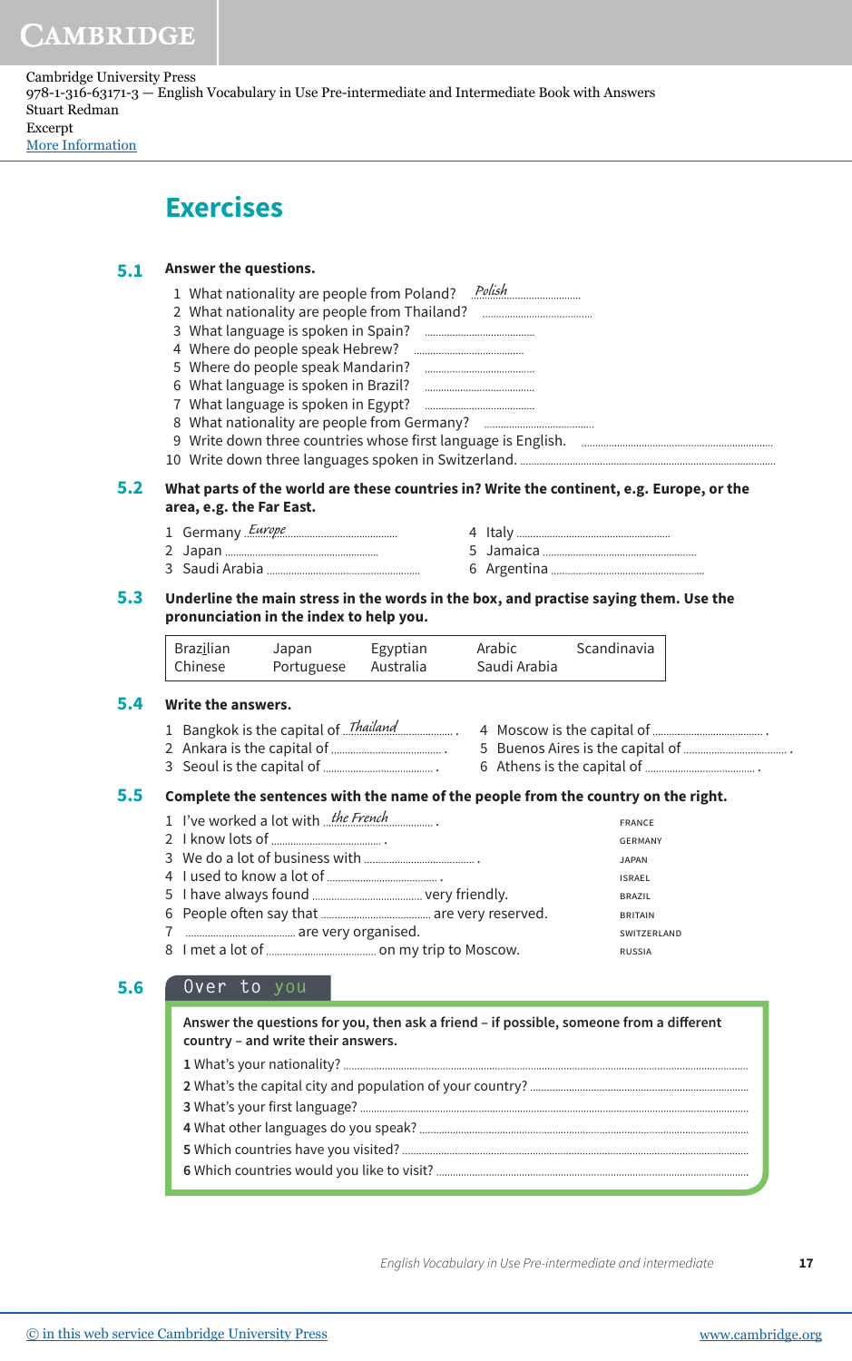Cambridge University Press
978-1-316-63171-3 — English Vocabulary in Use Pre-intermediate and Intermediate Book with Answers
Stuart Redman
Excerpt
More Information

# Exercises

## 5.1 Answer the questions.

1. What nationality are people from Poland? *Polish*
2. What nationality are people from Thailand? ..........
3. What language is spoken in Spain? ..........
4. Where do people speak Hebrew? ..........
5. Where do people speak Mandarin? ..........
6. What language is spoken in Brazil? ..........
7. What language is spoken in Egypt? ..........
8. What nationality are people from Germany? ..........
9. Write down three countries whose first language is English. ..........
10. Write down three languages spoken in Switzerland. ..........

## 5.2 What parts of the world are these countries in? Write the continent, e.g. Europe, or the area, e.g. the Far East.

1. Germany *Europe*
2. Japan ..........
3. Saudi Arabia ..........
4. Italy ..........
5. Jamaica ..........
6. Argentina ..........

## 5.3 Underline the main stress in the words in the box, and practise saying them. Use the pronunciation in the index to help you.

| | | | | |
|---|---|---|---|---|
| Bra<u>zil</u>ian | Japan | Egyptian | Arabic | Scandinavia |
| Chinese | Portuguese | Australia | Saudi Arabia | |

## 5.4 Write the answers.

1. Bangkok is the capital of *Thailand* .
2. Ankara is the capital of .......... .
3. Seoul is the capital of .......... .
4. Moscow is the capital of .......... .
5. Buenos Aires is the capital of .......... .
6. Athens is the capital of .......... .

## 5.5 Complete the sentences with the name of the people from the country on the right.

1. I've worked a lot with *the French* . — FRANCE
2. I know lots of .......... . — GERMANY
3. We do a lot of business with .......... . — JAPAN
4. I used to know a lot of .......... . — ISRAEL
5. I have always found .......... very friendly. — BRAZIL
6. People often say that .......... are very reserved. — BRITAIN
7. .......... are very organised. — SWITZERLAND
8. I met a lot of .......... on my trip to Moscow. — RUSSIA

## 5.6 Over to you

**Answer the questions for you, then ask a friend – if possible, someone from a different country – and write their answers.**

1. What's your nationality? ..........
2. What's the capital city and population of your country? ..........
3. What's your first language? ..........
4. What other languages do you speak? ..........
5. Which countries have you visited? ..........
6. Which countries would you like to visit? ..........

English Vocabulary in Use Pre-intermediate and intermediate

© in this web service Cambridge University Press www.cambridge.org